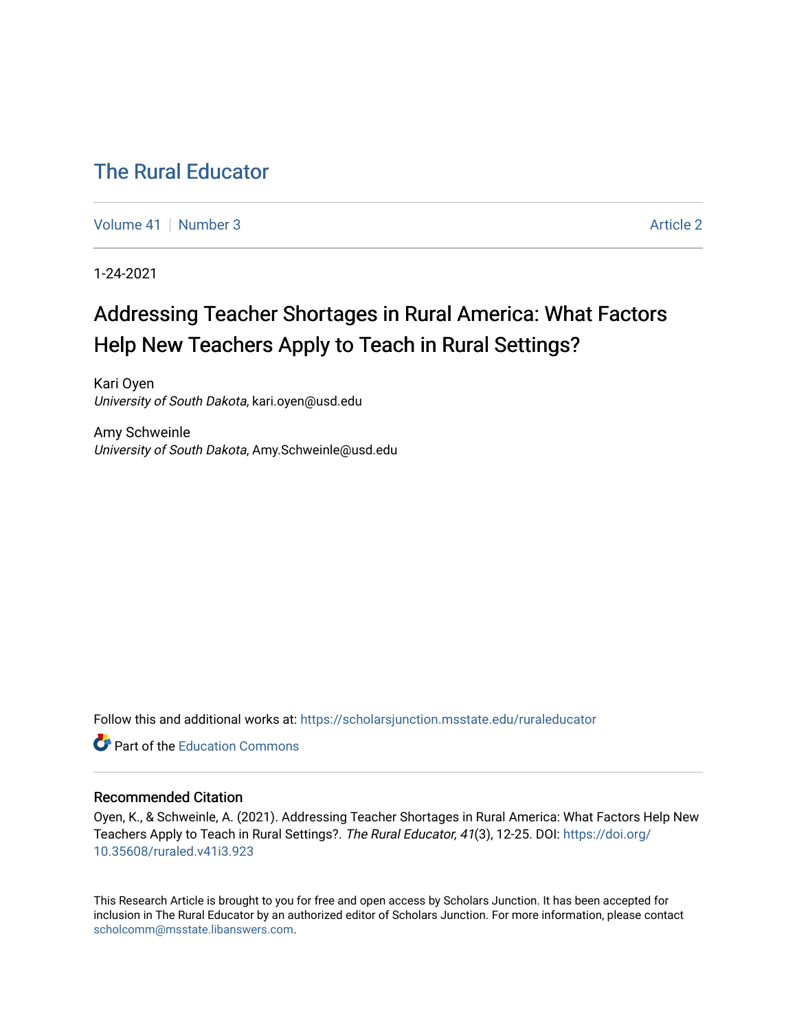# The Rural Educator

Volume 41 | Number 3 | Article 2

1-24-2021

## Addressing Teacher Shortages in Rural America: What Factors Help New Teachers Apply to Teach in Rural Settings?

Kari Oyen
*University of South Dakota*, kari.oyen@usd.edu

Amy Schweinle
*University of South Dakota*, Amy.Schweinle@usd.edu

Follow this and additional works at: https://scholarsjunction.msstate.edu/ruraleducator

Part of the Education Commons

### Recommended Citation

Oyen, K., & Schweinle, A. (2021). Addressing Teacher Shortages in Rural America: What Factors Help New Teachers Apply to Teach in Rural Settings?. *The Rural Educator, 41*(3), 12-25. DOI: https://doi.org/10.35608/ruraled.v41i3.923

This Research Article is brought to you for free and open access by Scholars Junction. It has been accepted for inclusion in The Rural Educator by an authorized editor of Scholars Junction. For more information, please contact scholcomm@msstate.libanswers.com.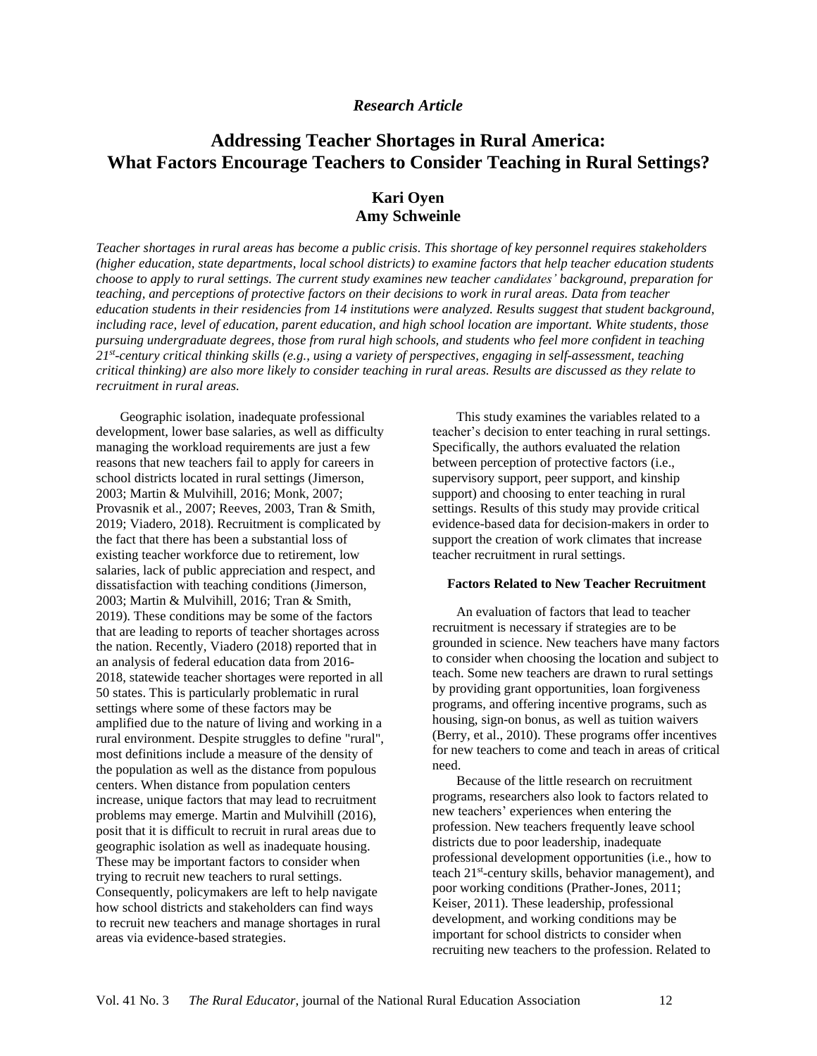*Research Article*

# Addressing Teacher Shortages in Rural America: What Factors Encourage Teachers to Consider Teaching in Rural Settings?

**Kari Oyen**
**Amy Schweinle**

*Teacher shortages in rural areas has become a public crisis. This shortage of key personnel requires stakeholders (higher education, state departments, local school districts) to examine factors that help teacher education students choose to apply to rural settings. The current study examines new teacher candidates' background, preparation for teaching, and perceptions of protective factors on their decisions to work in rural areas. Data from teacher education students in their residencies from 14 institutions were analyzed. Results suggest that student background, including race, level of education, parent education, and high school location are important. White students, those pursuing undergraduate degrees, those from rural high schools, and students who feel more confident in teaching 21st-century critical thinking skills (e.g., using a variety of perspectives, engaging in self-assessment, teaching critical thinking) are also more likely to consider teaching in rural areas. Results are discussed as they relate to recruitment in rural areas.*

Geographic isolation, inadequate professional development, lower base salaries, as well as difficulty managing the workload requirements are just a few reasons that new teachers fail to apply for careers in school districts located in rural settings (Jimerson, 2003; Martin & Mulvihill, 2016; Monk, 2007; Provasnik et al., 2007; Reeves, 2003, Tran & Smith, 2019; Viadero, 2018). Recruitment is complicated by the fact that there has been a substantial loss of existing teacher workforce due to retirement, low salaries, lack of public appreciation and respect, and dissatisfaction with teaching conditions (Jimerson, 2003; Martin & Mulvihill, 2016; Tran & Smith, 2019). These conditions may be some of the factors that are leading to reports of teacher shortages across the nation. Recently, Viadero (2018) reported that in an analysis of federal education data from 2016-2018, statewide teacher shortages were reported in all 50 states. This is particularly problematic in rural settings where some of these factors may be amplified due to the nature of living and working in a rural environment. Despite struggles to define "rural", most definitions include a measure of the density of the population as well as the distance from populous centers. When distance from population centers increase, unique factors that may lead to recruitment problems may emerge. Martin and Mulvihill (2016), posit that it is difficult to recruit in rural areas due to geographic isolation as well as inadequate housing. These may be important factors to consider when trying to recruit new teachers to rural settings. Consequently, policymakers are left to help navigate how school districts and stakeholders can find ways to recruit new teachers and manage shortages in rural areas via evidence-based strategies.

This study examines the variables related to a teacher's decision to enter teaching in rural settings. Specifically, the authors evaluated the relation between perception of protective factors (i.e., supervisory support, peer support, and kinship support) and choosing to enter teaching in rural settings. Results of this study may provide critical evidence-based data for decision-makers in order to support the creation of work climates that increase teacher recruitment in rural settings.

## Factors Related to New Teacher Recruitment

An evaluation of factors that lead to teacher recruitment is necessary if strategies are to be grounded in science. New teachers have many factors to consider when choosing the location and subject to teach. Some new teachers are drawn to rural settings by providing grant opportunities, loan forgiveness programs, and offering incentive programs, such as housing, sign-on bonus, as well as tuition waivers (Berry, et al., 2010). These programs offer incentives for new teachers to come and teach in areas of critical need.

Because of the little research on recruitment programs, researchers also look to factors related to new teachers' experiences when entering the profession. New teachers frequently leave school districts due to poor leadership, inadequate professional development opportunities (i.e., how to teach 21st-century skills, behavior management), and poor working conditions (Prather-Jones, 2011; Keiser, 2011). These leadership, professional development, and working conditions may be important for school districts to consider when recruiting new teachers to the profession. Related to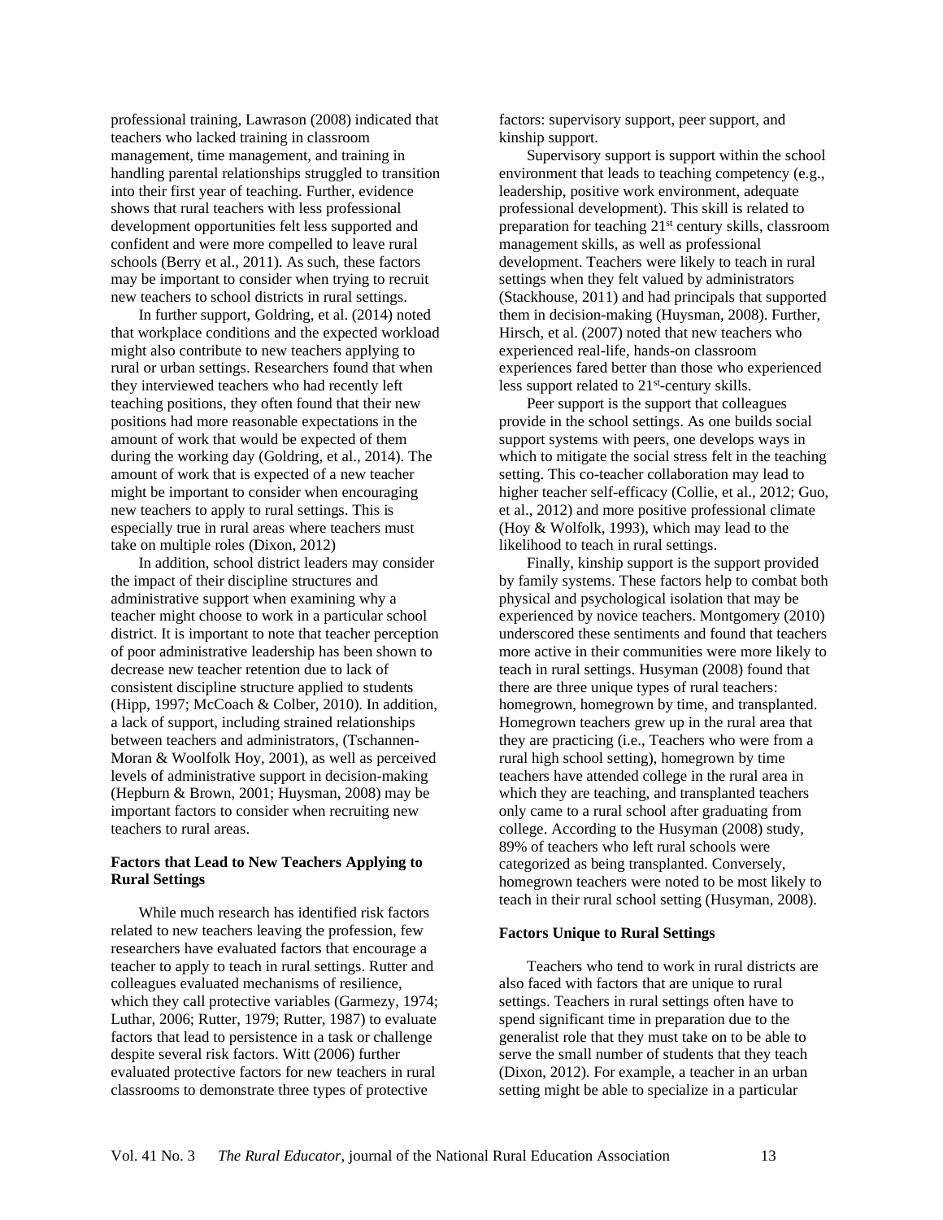professional training, Lawrason (2008) indicated that teachers who lacked training in classroom management, time management, and training in handling parental relationships struggled to transition into their first year of teaching. Further, evidence shows that rural teachers with less professional development opportunities felt less supported and confident and were more compelled to leave rural schools (Berry et al., 2011). As such, these factors may be important to consider when trying to recruit new teachers to school districts in rural settings.

In further support, Goldring, et al. (2014) noted that workplace conditions and the expected workload might also contribute to new teachers applying to rural or urban settings. Researchers found that when they interviewed teachers who had recently left teaching positions, they often found that their new positions had more reasonable expectations in the amount of work that would be expected of them during the working day (Goldring, et al., 2014). The amount of work that is expected of a new teacher might be important to consider when encouraging new teachers to apply to rural settings. This is especially true in rural areas where teachers must take on multiple roles (Dixon, 2012)

In addition, school district leaders may consider the impact of their discipline structures and administrative support when examining why a teacher might choose to work in a particular school district. It is important to note that teacher perception of poor administrative leadership has been shown to decrease new teacher retention due to lack of consistent discipline structure applied to students (Hipp, 1997; McCoach & Colber, 2010). In addition, a lack of support, including strained relationships between teachers and administrators, (Tschannen-Moran & Woolfolk Hoy, 2001), as well as perceived levels of administrative support in decision-making (Hepburn & Brown, 2001; Huysman, 2008) may be important factors to consider when recruiting new teachers to rural areas.

### Factors that Lead to New Teachers Applying to Rural Settings

While much research has identified risk factors related to new teachers leaving the profession, few researchers have evaluated factors that encourage a teacher to apply to teach in rural settings. Rutter and colleagues evaluated mechanisms of resilience, which they call protective variables (Garmezy, 1974; Luthar, 2006; Rutter, 1979; Rutter, 1987) to evaluate factors that lead to persistence in a task or challenge despite several risk factors. Witt (2006) further evaluated protective factors for new teachers in rural classrooms to demonstrate three types of protective factors: supervisory support, peer support, and kinship support.

Supervisory support is support within the school environment that leads to teaching competency (e.g., leadership, positive work environment, adequate professional development). This skill is related to preparation for teaching 21st century skills, classroom management skills, as well as professional development. Teachers were likely to teach in rural settings when they felt valued by administrators (Stackhouse, 2011) and had principals that supported them in decision-making (Huysman, 2008). Further, Hirsch, et al. (2007) noted that new teachers who experienced real-life, hands-on classroom experiences fared better than those who experienced less support related to 21st-century skills.

Peer support is the support that colleagues provide in the school settings. As one builds social support systems with peers, one develops ways in which to mitigate the social stress felt in the teaching setting. This co-teacher collaboration may lead to higher teacher self-efficacy (Collie, et al., 2012; Guo, et al., 2012) and more positive professional climate (Hoy & Wolfolk, 1993), which may lead to the likelihood to teach in rural settings.

Finally, kinship support is the support provided by family systems. These factors help to combat both physical and psychological isolation that may be experienced by novice teachers. Montgomery (2010) underscored these sentiments and found that teachers more active in their communities were more likely to teach in rural settings. Husyman (2008) found that there are three unique types of rural teachers: homegrown, homegrown by time, and transplanted. Homegrown teachers grew up in the rural area that they are practicing (i.e., Teachers who were from a rural high school setting), homegrown by time teachers have attended college in the rural area in which they are teaching, and transplanted teachers only came to a rural school after graduating from college. According to the Husyman (2008) study, 89% of teachers who left rural schools were categorized as being transplanted. Conversely, homegrown teachers were noted to be most likely to teach in their rural school setting (Husyman, 2008).

### Factors Unique to Rural Settings

Teachers who tend to work in rural districts are also faced with factors that are unique to rural settings. Teachers in rural settings often have to spend significant time in preparation due to the generalist role that they must take on to be able to serve the small number of students that they teach (Dixon, 2012). For example, a teacher in an urban setting might be able to specialize in a particular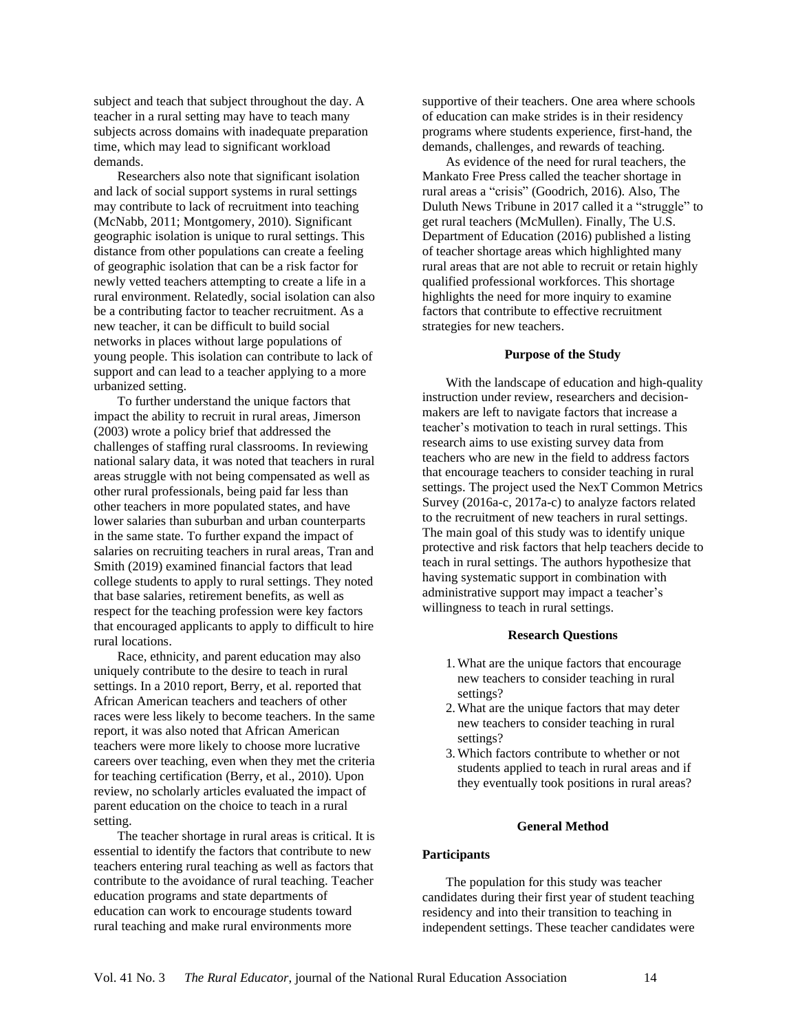subject and teach that subject throughout the day. A teacher in a rural setting may have to teach many subjects across domains with inadequate preparation time, which may lead to significant workload demands.

Researchers also note that significant isolation and lack of social support systems in rural settings may contribute to lack of recruitment into teaching (McNabb, 2011; Montgomery, 2010). Significant geographic isolation is unique to rural settings. This distance from other populations can create a feeling of geographic isolation that can be a risk factor for newly vetted teachers attempting to create a life in a rural environment. Relatedly, social isolation can also be a contributing factor to teacher recruitment. As a new teacher, it can be difficult to build social networks in places without large populations of young people. This isolation can contribute to lack of support and can lead to a teacher applying to a more urbanized setting.

To further understand the unique factors that impact the ability to recruit in rural areas, Jimerson (2003) wrote a policy brief that addressed the challenges of staffing rural classrooms. In reviewing national salary data, it was noted that teachers in rural areas struggle with not being compensated as well as other rural professionals, being paid far less than other teachers in more populated states, and have lower salaries than suburban and urban counterparts in the same state. To further expand the impact of salaries on recruiting teachers in rural areas, Tran and Smith (2019) examined financial factors that lead college students to apply to rural settings. They noted that base salaries, retirement benefits, as well as respect for the teaching profession were key factors that encouraged applicants to apply to difficult to hire rural locations.

Race, ethnicity, and parent education may also uniquely contribute to the desire to teach in rural settings. In a 2010 report, Berry, et al. reported that African American teachers and teachers of other races were less likely to become teachers. In the same report, it was also noted that African American teachers were more likely to choose more lucrative careers over teaching, even when they met the criteria for teaching certification (Berry, et al., 2010). Upon review, no scholarly articles evaluated the impact of parent education on the choice to teach in a rural setting.

The teacher shortage in rural areas is critical. It is essential to identify the factors that contribute to new teachers entering rural teaching as well as factors that contribute to the avoidance of rural teaching. Teacher education programs and state departments of education can work to encourage students toward rural teaching and make rural environments more supportive of their teachers. One area where schools of education can make strides is in their residency programs where students experience, first-hand, the demands, challenges, and rewards of teaching.

As evidence of the need for rural teachers, the Mankato Free Press called the teacher shortage in rural areas a "crisis" (Goodrich, 2016). Also, The Duluth News Tribune in 2017 called it a "struggle" to get rural teachers (McMullen). Finally, The U.S. Department of Education (2016) published a listing of teacher shortage areas which highlighted many rural areas that are not able to recruit or retain highly qualified professional workforces. This shortage highlights the need for more inquiry to examine factors that contribute to effective recruitment strategies for new teachers.

## Purpose of the Study

With the landscape of education and high-quality instruction under review, researchers and decision-makers are left to navigate factors that increase a teacher's motivation to teach in rural settings. This research aims to use existing survey data from teachers who are new in the field to address factors that encourage teachers to consider teaching in rural settings. The project used the NexT Common Metrics Survey (2016a-c, 2017a-c) to analyze factors related to the recruitment of new teachers in rural settings. The main goal of this study was to identify unique protective and risk factors that help teachers decide to teach in rural settings. The authors hypothesize that having systematic support in combination with administrative support may impact a teacher's willingness to teach in rural settings.

## Research Questions

1. What are the unique factors that encourage new teachers to consider teaching in rural settings?
2. What are the unique factors that may deter new teachers to consider teaching in rural settings?
3. Which factors contribute to whether or not students applied to teach in rural areas and if they eventually took positions in rural areas?

## General Method

### Participants

The population for this study was teacher candidates during their first year of student teaching residency and into their transition to teaching in independent settings. These teacher candidates were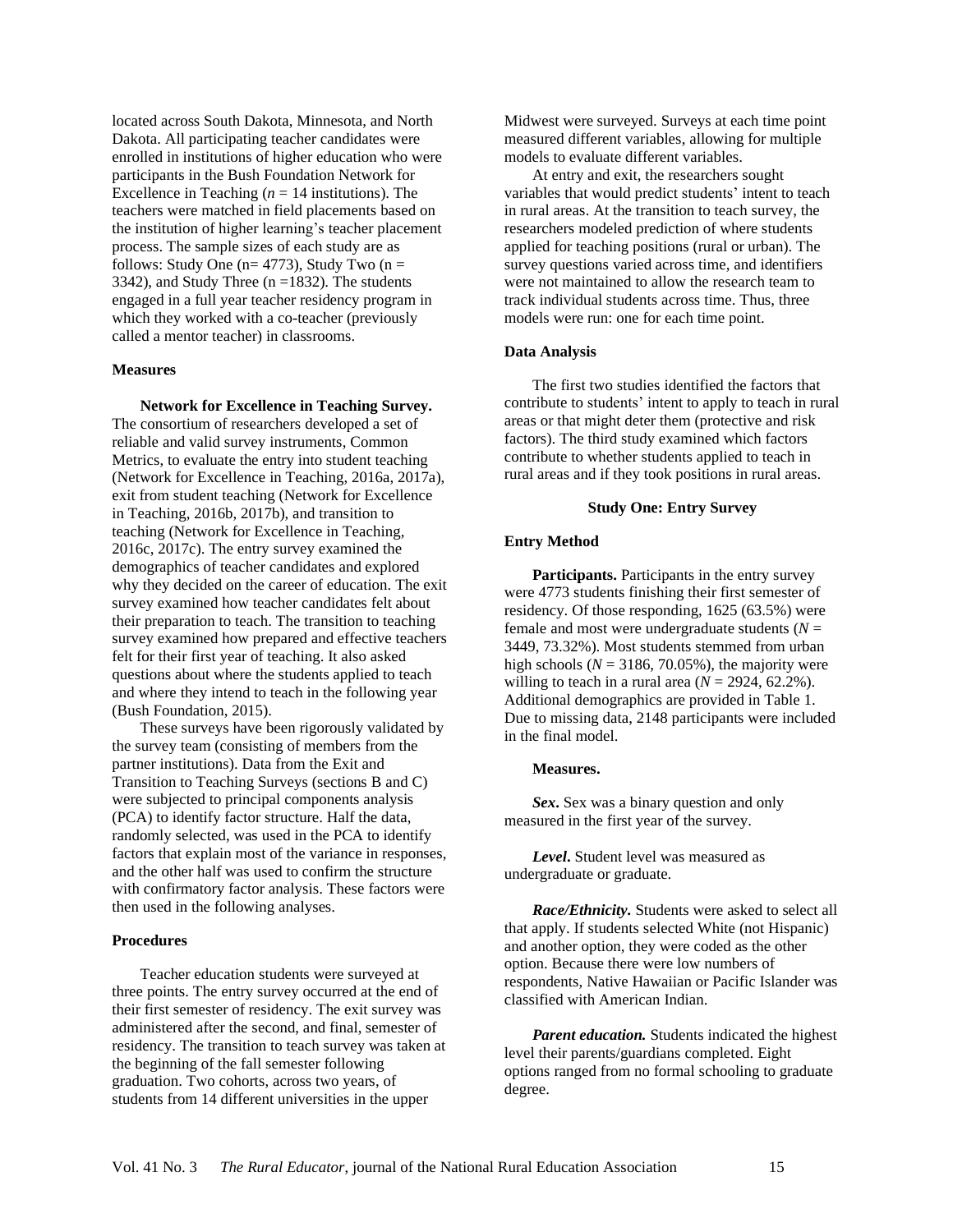located across South Dakota, Minnesota, and North Dakota. All participating teacher candidates were enrolled in institutions of higher education who were participants in the Bush Foundation Network for Excellence in Teaching (*n* = 14 institutions). The teachers were matched in field placements based on the institution of higher learning's teacher placement process. The sample sizes of each study are as follows: Study One (n= 4773), Study Two (n = 3342), and Study Three (n =1832). The students engaged in a full year teacher residency program in which they worked with a co-teacher (previously called a mentor teacher) in classrooms.

### Measures

**Network for Excellence in Teaching Survey.** The consortium of researchers developed a set of reliable and valid survey instruments, Common Metrics, to evaluate the entry into student teaching (Network for Excellence in Teaching, 2016a, 2017a), exit from student teaching (Network for Excellence in Teaching, 2016b, 2017b), and transition to teaching (Network for Excellence in Teaching, 2016c, 2017c). The entry survey examined the demographics of teacher candidates and explored why they decided on the career of education. The exit survey examined how teacher candidates felt about their preparation to teach. The transition to teaching survey examined how prepared and effective teachers felt for their first year of teaching. It also asked questions about where the students applied to teach and where they intend to teach in the following year (Bush Foundation, 2015).

These surveys have been rigorously validated by the survey team (consisting of members from the partner institutions). Data from the Exit and Transition to Teaching Surveys (sections B and C) were subjected to principal components analysis (PCA) to identify factor structure. Half the data, randomly selected, was used in the PCA to identify factors that explain most of the variance in responses, and the other half was used to confirm the structure with confirmatory factor analysis. These factors were then used in the following analyses.

### Procedures

Teacher education students were surveyed at three points. The entry survey occurred at the end of their first semester of residency. The exit survey was administered after the second, and final, semester of residency. The transition to teach survey was taken at the beginning of the fall semester following graduation. Two cohorts, across two years, of students from 14 different universities in the upper Midwest were surveyed. Surveys at each time point measured different variables, allowing for multiple models to evaluate different variables.

At entry and exit, the researchers sought variables that would predict students' intent to teach in rural areas. At the transition to teach survey, the researchers modeled prediction of where students applied for teaching positions (rural or urban). The survey questions varied across time, and identifiers were not maintained to allow the research team to track individual students across time. Thus, three models were run: one for each time point.

### Data Analysis

The first two studies identified the factors that contribute to students' intent to apply to teach in rural areas or that might deter them (protective and risk factors). The third study examined which factors contribute to whether students applied to teach in rural areas and if they took positions in rural areas.

## Study One: Entry Survey

### Entry Method

**Participants.** Participants in the entry survey were 4773 students finishing their first semester of residency. Of those responding, 1625 (63.5%) were female and most were undergraduate students (*N* = 3449, 73.32%). Most students stemmed from urban high schools (*N* = 3186, 70.05%), the majority were willing to teach in a rural area (*N* = 2924, 62.2%). Additional demographics are provided in Table 1. Due to missing data, 2148 participants were included in the final model.

**Measures.**

***Sex***. Sex was a binary question and only measured in the first year of the survey.

***Level***. Student level was measured as undergraduate or graduate.

***Race/Ethnicity.*** Students were asked to select all that apply. If students selected White (not Hispanic) and another option, they were coded as the other option. Because there were low numbers of respondents, Native Hawaiian or Pacific Islander was classified with American Indian.

***Parent education.*** Students indicated the highest level their parents/guardians completed. Eight options ranged from no formal schooling to graduate degree.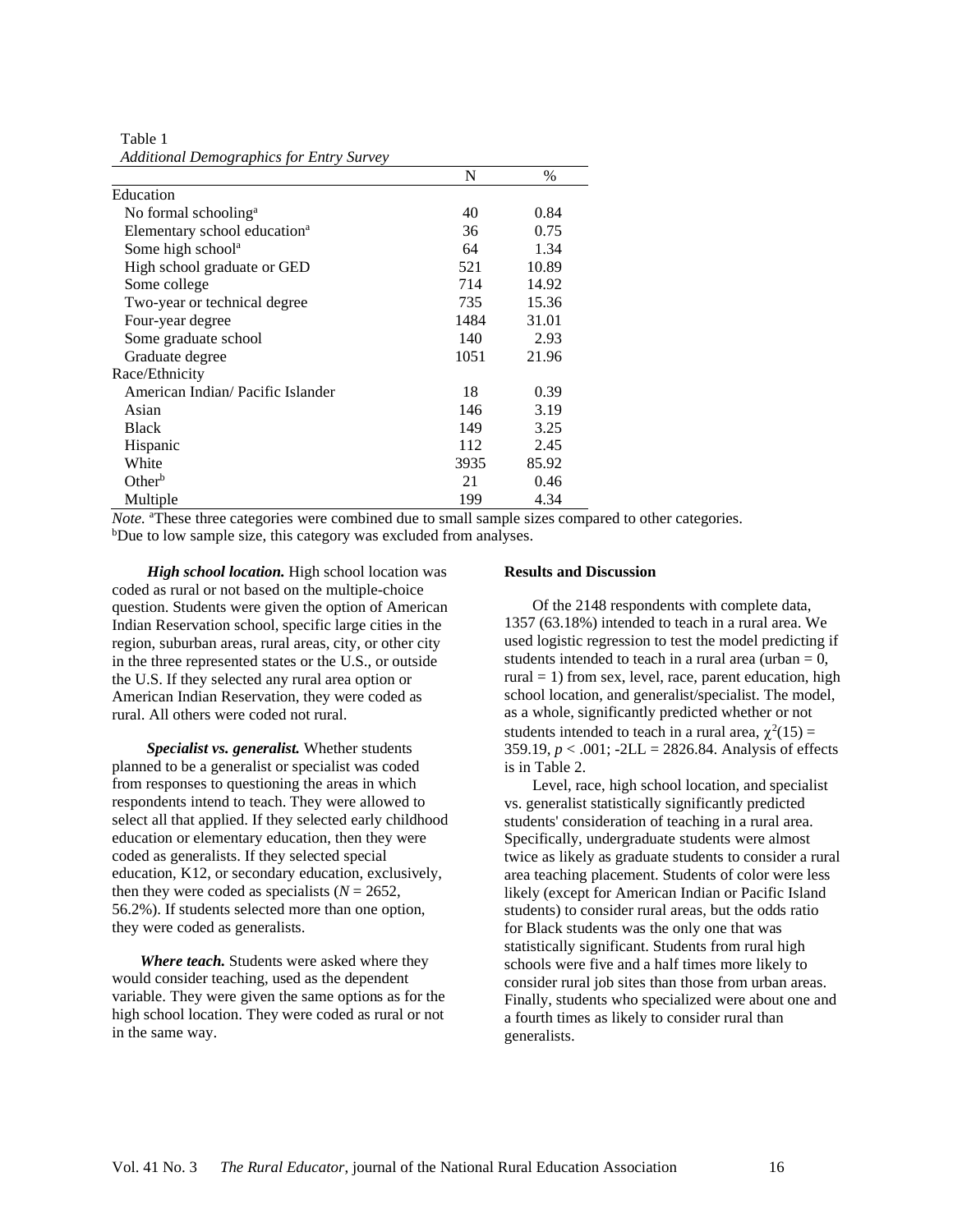Table 1

*Additional Demographics for Entry Survey*

| | N | % |
|---|---|---|
| Education | | |
| No formal schooling[a] | 40 | 0.84 |
| Elementary school education[a] | 36 | 0.75 |
| Some high school[a] | 64 | 1.34 |
| High school graduate or GED | 521 | 10.89 |
| Some college | 714 | 14.92 |
| Two-year or technical degree | 735 | 15.36 |
| Four-year degree | 1484 | 31.01 |
| Some graduate school | 140 | 2.93 |
| Graduate degree | 1051 | 21.96 |
| Race/Ethnicity | | |
| American Indian/ Pacific Islander | 18 | 0.39 |
| Asian | 146 | 3.19 |
| Black | 149 | 3.25 |
| Hispanic | 112 | 2.45 |
| White | 3935 | 85.92 |
| Other[b] | 21 | 0.46 |
| Multiple | 199 | 4.34 |

*Note.* [a]These three categories were combined due to small sample sizes compared to other categories. [b]Due to low sample size, this category was excluded from analyses.

***High school location.*** High school location was coded as rural or not based on the multiple-choice question. Students were given the option of American Indian Reservation school, specific large cities in the region, suburban areas, rural areas, city, or other city in the three represented states or the U.S., or outside the U.S. If they selected any rural area option or American Indian Reservation, they were coded as rural. All others were coded not rural.

***Specialist vs. generalist.*** Whether students planned to be a generalist or specialist was coded from responses to questioning the areas in which respondents intend to teach. They were allowed to select all that applied. If they selected early childhood education or elementary education, then they were coded as generalists. If they selected special education, K12, or secondary education, exclusively, then they were coded as specialists ($N$ = 2652, 56.2%). If students selected more than one option, they were coded as generalists.

***Where teach.*** Students were asked where they would consider teaching, used as the dependent variable. They were given the same options as for the high school location. They were coded as rural or not in the same way.

**Results and Discussion**

Of the 2148 respondents with complete data, 1357 (63.18%) intended to teach in a rural area. We used logistic regression to test the model predicting if students intended to teach in a rural area (urban = 0, rural = 1) from sex, level, race, parent education, high school location, and generalist/specialist. The model, as a whole, significantly predicted whether or not students intended to teach in a rural area, $\chi^2(15)$ = 359.19, $p < .001$; -2LL = 2826.84. Analysis of effects is in Table 2.

Level, race, high school location, and specialist vs. generalist statistically significantly predicted students' consideration of teaching in a rural area. Specifically, undergraduate students were almost twice as likely as graduate students to consider a rural area teaching placement. Students of color were less likely (except for American Indian or Pacific Island students) to consider rural areas, but the odds ratio for Black students was the only one that was statistically significant. Students from rural high schools were five and a half times more likely to consider rural job sites than those from urban areas. Finally, students who specialized were about one and a fourth times as likely to consider rural than generalists.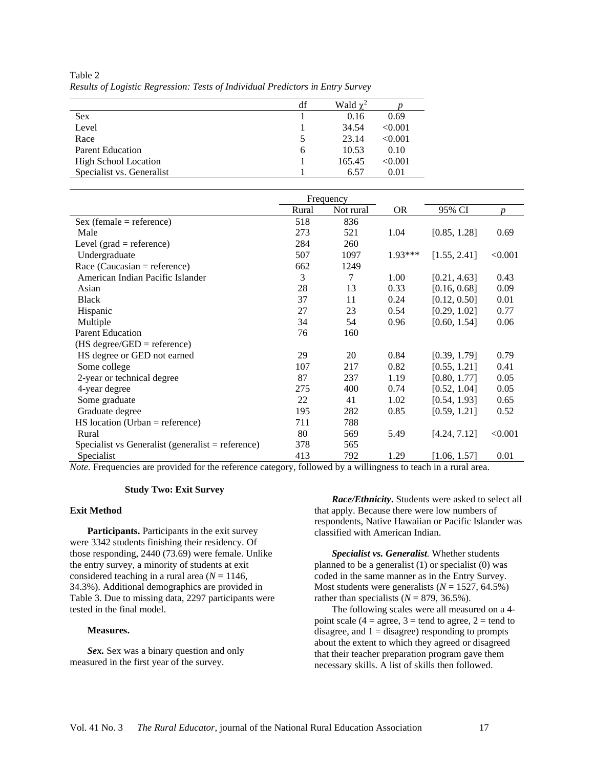Table 2
*Results of Logistic Regression: Tests of Individual Predictors in Entry Survey*

| | df | Wald $\chi^2$ | *p* |
|---|---|---|---|
| Sex | 1 | 0.16 | 0.69 |
| Level | 1 | 34.54 | <0.001 |
| Race | 5 | 23.14 | <0.001 |
| Parent Education | 6 | 10.53 | 0.10 |
| High School Location | 1 | 165.45 | <0.001 |
| Specialist vs. Generalist | 1 | 6.57 | 0.01 |

| | Frequency | | | | |
|---|---|---|---|---|---|
| | Rural | Not rural | OR | 95% CI | *p* |
| Sex (female = reference) | 518 | 836 | | | |
| Male | 273 | 521 | 1.04 | [0.85, 1.28] | 0.69 |
| Level (grad = reference) | 284 | 260 | | | |
| Undergraduate | 507 | 1097 | 1.93*** | [1.55, 2.41] | <0.001 |
| Race (Caucasian = reference) | 662 | 1249 | | | |
| American Indian Pacific Islander | 3 | 7 | 1.00 | [0.21, 4.63] | 0.43 |
| Asian | 28 | 13 | 0.33 | [0.16, 0.68] | 0.09 |
| Black | 37 | 11 | 0.24 | [0.12, 0.50] | 0.01 |
| Hispanic | 27 | 23 | 0.54 | [0.29, 1.02] | 0.77 |
| Multiple | 34 | 54 | 0.96 | [0.60, 1.54] | 0.06 |
| Parent Education (HS degree/GED = reference) | 76 | 160 | | | |
| HS degree or GED not earned | 29 | 20 | 0.84 | [0.39, 1.79] | 0.79 |
| Some college | 107 | 217 | 0.82 | [0.55, 1.21] | 0.41 |
| 2-year or technical degree | 87 | 237 | 1.19 | [0.80, 1.77] | 0.05 |
| 4-year degree | 275 | 400 | 0.74 | [0.52, 1.04] | 0.05 |
| Some graduate | 22 | 41 | 1.02 | [0.54, 1.93] | 0.65 |
| Graduate degree | 195 | 282 | 0.85 | [0.59, 1.21] | 0.52 |
| HS location (Urban = reference) | 711 | 788 | | | |
| Rural | 80 | 569 | 5.49 | [4.24, 7.12] | <0.001 |
| Specialist vs Generalist (generalist = reference) | 378 | 565 | | | |
| Specialist | 413 | 792 | 1.29 | [1.06, 1.57] | 0.01 |

*Note.* Frequencies are provided for the reference category, followed by a willingness to teach in a rural area.

## Study Two: Exit Survey

### Exit Method

**Participants.** Participants in the exit survey were 3342 students finishing their residency. Of those responding, 2440 (73.69) were female. Unlike the entry survey, a minority of students at exit considered teaching in a rural area (*N* = 1146, 34.3%). Additional demographics are provided in Table 3. Due to missing data, 2297 participants were tested in the final model.

**Measures.**

***Sex.*** Sex was a binary question and only measured in the first year of the survey.

***Race/Ethnicity*.** Students were asked to select all that apply. Because there were low numbers of respondents, Native Hawaiian or Pacific Islander was classified with American Indian.

***Specialist vs. Generalist*.** Whether students planned to be a generalist (1) or specialist (0) was coded in the same manner as in the Entry Survey. Most students were generalists (*N* = 1527, 64.5%) rather than specialists (*N* = 879, 36.5%).

The following scales were all measured on a 4-point scale (4 = agree, 3 = tend to agree, 2 = tend to disagree, and 1 = disagree) responding to prompts about the extent to which they agreed or disagreed that their teacher preparation program gave them necessary skills. A list of skills then followed.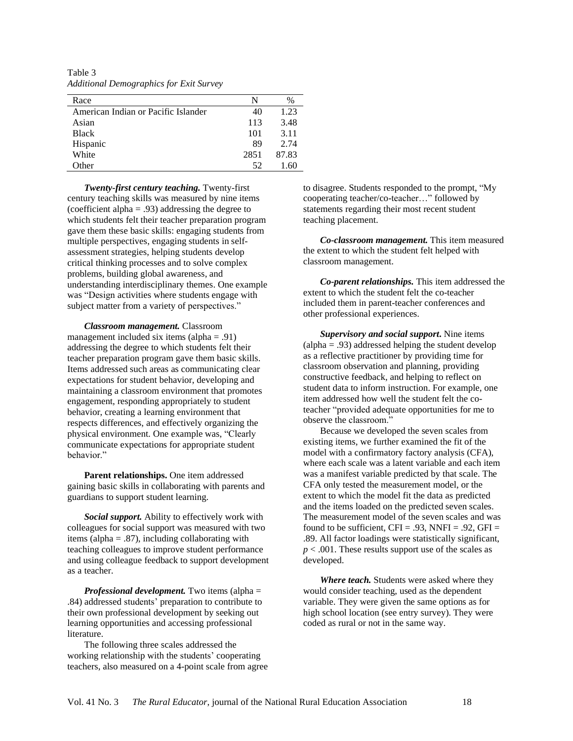Table 3
*Additional Demographics for Exit Survey*

| Race | N | % |
|---|---|---|
| American Indian or Pacific Islander | 40 | 1.23 |
| Asian | 113 | 3.48 |
| Black | 101 | 3.11 |
| Hispanic | 89 | 2.74 |
| White | 2851 | 87.83 |
| Other | 52 | 1.60 |

***Twenty-first century teaching.*** Twenty-first century teaching skills was measured by nine items (coefficient alpha = .93) addressing the degree to which students felt their teacher preparation program gave them these basic skills: engaging students from multiple perspectives, engaging students in self-assessment strategies, helping students develop critical thinking processes and to solve complex problems, building global awareness, and understanding interdisciplinary themes. One example was "Design activities where students engage with subject matter from a variety of perspectives."

***Classroom management.*** Classroom management included six items (alpha = .91) addressing the degree to which students felt their teacher preparation program gave them basic skills. Items addressed such areas as communicating clear expectations for student behavior, developing and maintaining a classroom environment that promotes engagement, responding appropriately to student behavior, creating a learning environment that respects differences, and effectively organizing the physical environment. One example was, "Clearly communicate expectations for appropriate student behavior."

**Parent relationships.** One item addressed gaining basic skills in collaborating with parents and guardians to support student learning.

***Social support.*** Ability to effectively work with colleagues for social support was measured with two items (alpha = .87), including collaborating with teaching colleagues to improve student performance and using colleague feedback to support development as a teacher.

***Professional development.*** Two items (alpha = .84) addressed students' preparation to contribute to their own professional development by seeking out learning opportunities and accessing professional literature.

The following three scales addressed the working relationship with the students' cooperating teachers, also measured on a 4-point scale from agree to disagree. Students responded to the prompt, "My cooperating teacher/co-teacher…" followed by statements regarding their most recent student teaching placement.

***Co-classroom management.*** This item measured the extent to which the student felt helped with classroom management.

***Co-parent relationships.*** This item addressed the extent to which the student felt the co-teacher included them in parent-teacher conferences and other professional experiences.

***Supervisory and social support.*** Nine items (alpha = .93) addressed helping the student develop as a reflective practitioner by providing time for classroom observation and planning, providing constructive feedback, and helping to reflect on student data to inform instruction. For example, one item addressed how well the student felt the co-teacher "provided adequate opportunities for me to observe the classroom."

Because we developed the seven scales from existing items, we further examined the fit of the model with a confirmatory factory analysis (CFA), where each scale was a latent variable and each item was a manifest variable predicted by that scale. The CFA only tested the measurement model, or the extent to which the model fit the data as predicted and the items loaded on the predicted seven scales. The measurement model of the seven scales and was found to be sufficient, CFI = .93, NNFI = .92, GFI = .89. All factor loadings were statistically significant, $p < .001$. These results support use of the scales as developed.

***Where teach.*** Students were asked where they would consider teaching, used as the dependent variable. They were given the same options as for high school location (see entry survey). They were coded as rural or not in the same way.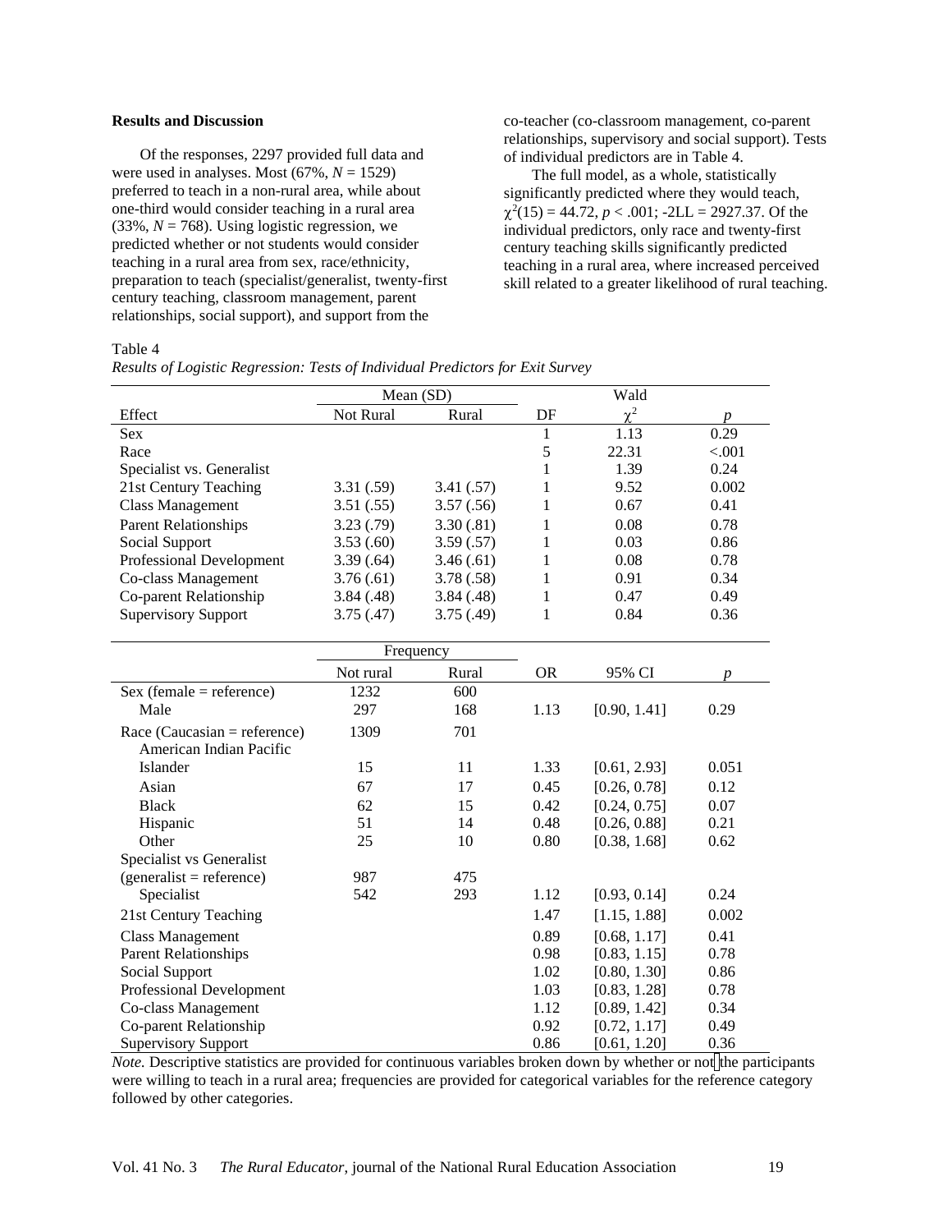**Results and Discussion**

Of the responses, 2297 provided full data and were used in analyses. Most (67%, $N$ = 1529) preferred to teach in a non-rural area, while about one-third would consider teaching in a rural area (33%, $N$ = 768). Using logistic regression, we predicted whether or not students would consider teaching in a rural area from sex, race/ethnicity, preparation to teach (specialist/generalist, twenty-first century teaching, classroom management, parent relationships, social support), and support from the co-teacher (co-classroom management, co-parent relationships, supervisory and social support). Tests of individual predictors are in Table 4.

The full model, as a whole, statistically significantly predicted where they would teach, $\chi^2(15) = 44.72$, $p < .001$; -2LL = 2927.37. Of the individual predictors, only race and twenty-first century teaching skills significantly predicted teaching in a rural area, where increased perceived skill related to a greater likelihood of rural teaching.

Table 4

*Results of Logistic Regression: Tests of Individual Predictors for Exit Survey*

| | Mean (SD) | | | Wald | |
|---|---|---|---|---|---|
| Effect | Not Rural | Rural | DF | $\chi^2$ | $p$ |
| Sex | | | 1 | 1.13 | 0.29 |
| Race | | | 5 | 22.31 | <.001 |
| Specialist vs. Generalist | | | 1 | 1.39 | 0.24 |
| 21st Century Teaching | 3.31 (.59) | 3.41 (.57) | 1 | 9.52 | 0.002 |
| Class Management | 3.51 (.55) | 3.57 (.56) | 1 | 0.67 | 0.41 |
| Parent Relationships | 3.23 (.79) | 3.30 (.81) | 1 | 0.08 | 0.78 |
| Social Support | 3.53 (.60) | 3.59 (.57) | 1 | 0.03 | 0.86 |
| Professional Development | 3.39 (.64) | 3.46 (.61) | 1 | 0.08 | 0.78 |
| Co-class Management | 3.76 (.61) | 3.78 (.58) | 1 | 0.91 | 0.34 |
| Co-parent Relationship | 3.84 (.48) | 3.84 (.48) | 1 | 0.47 | 0.49 |
| Supervisory Support | 3.75 (.47) | 3.75 (.49) | 1 | 0.84 | 0.36 |

| | Frequency | | | | |
|---|---|---|---|---|---|
| | Not rural | Rural | OR | 95% CI | $p$ |
| Sex (female = reference) | 1232 | 600 | | | |
| Male | 297 | 168 | 1.13 | [0.90, 1.41] | 0.29 |
| Race (Caucasian = reference) | 1309 | 701 | | | |
| American Indian Pacific Islander | 15 | 11 | 1.33 | [0.61, 2.93] | 0.051 |
| Asian | 67 | 17 | 0.45 | [0.26, 0.78] | 0.12 |
| Black | 62 | 15 | 0.42 | [0.24, 0.75] | 0.07 |
| Hispanic | 51 | 14 | 0.48 | [0.26, 0.88] | 0.21 |
| Other | 25 | 10 | 0.80 | [0.38, 1.68] | 0.62 |
| Specialist vs Generalist (generalist = reference) | 987 | 475 | | | |
| Specialist | 542 | 293 | 1.12 | [0.93, 0.14] | 0.24 |
| 21st Century Teaching | | | 1.47 | [1.15, 1.88] | 0.002 |
| Class Management | | | 0.89 | [0.68, 1.17] | 0.41 |
| Parent Relationships | | | 0.98 | [0.83, 1.15] | 0.78 |
| Social Support | | | 1.02 | [0.80, 1.30] | 0.86 |
| Professional Development | | | 1.03 | [0.83, 1.28] | 0.78 |
| Co-class Management | | | 1.12 | [0.89, 1.42] | 0.34 |
| Co-parent Relationship | | | 0.92 | [0.72, 1.17] | 0.49 |
| Supervisory Support | | | 0.86 | [0.61, 1.20] | 0.36 |

*Note.* Descriptive statistics are provided for continuous variables broken down by whether or not the participants were willing to teach in a rural area; frequencies are provided for categorical variables for the reference category followed by other categories.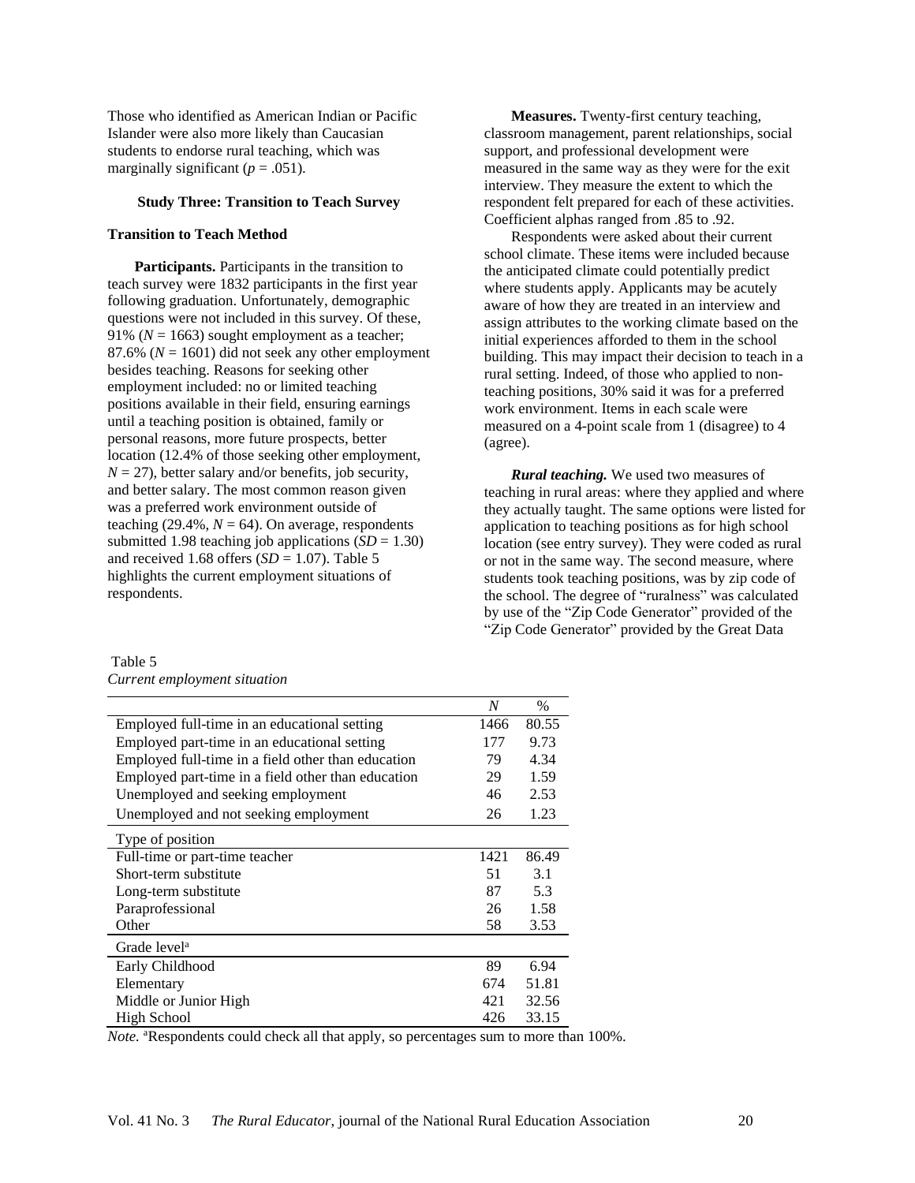Those who identified as American Indian or Pacific Islander were also more likely than Caucasian students to endorse rural teaching, which was marginally significant ($p = .051$).

### Study Three: Transition to Teach Survey

#### Transition to Teach Method

**Participants.** Participants in the transition to teach survey were 1832 participants in the first year following graduation. Unfortunately, demographic questions were not included in this survey. Of these, 91% ($N = 1663$) sought employment as a teacher; 87.6% ($N = 1601$) did not seek any other employment besides teaching. Reasons for seeking other employment included: no or limited teaching positions available in their field, ensuring earnings until a teaching position is obtained, family or personal reasons, more future prospects, better location (12.4% of those seeking other employment, $N = 27$), better salary and/or benefits, job security, and better salary. The most common reason given was a preferred work environment outside of teaching (29.4%, $N = 64$). On average, respondents submitted 1.98 teaching job applications ($SD = 1.30$) and received 1.68 offers ($SD = 1.07$). Table 5 highlights the current employment situations of respondents.

**Measures.** Twenty-first century teaching, classroom management, parent relationships, social support, and professional development were measured in the same way as they were for the exit interview. They measure the extent to which the respondent felt prepared for each of these activities. Coefficient alphas ranged from .85 to .92.

Respondents were asked about their current school climate. These items were included because the anticipated climate could potentially predict where students apply. Applicants may be acutely aware of how they are treated in an interview and assign attributes to the working climate based on the initial experiences afforded to them in the school building. This may impact their decision to teach in a rural setting. Indeed, of those who applied to non-teaching positions, 30% said it was for a preferred work environment. Items in each scale were measured on a 4-point scale from 1 (disagree) to 4 (agree).

***Rural teaching.*** We used two measures of teaching in rural areas: where they applied and where they actually taught. The same options were listed for application to teaching positions as for high school location (see entry survey). They were coded as rural or not in the same way. The second measure, where students took teaching positions, was by zip code of the school. The degree of "ruralness" was calculated by use of the "Zip Code Generator" provided of the "Zip Code Generator" provided by the Great Data

Table 5
*Current employment situation*

| | *N* | % |
|---|---|---|
| Employed full-time in an educational setting | 1466 | 80.55 |
| Employed part-time in an educational setting | 177 | 9.73 |
| Employed full-time in a field other than education | 79 | 4.34 |
| Employed part-time in a field other than education | 29 | 1.59 |
| Unemployed and seeking employment | 46 | 2.53 |
| Unemployed and not seeking employment | 26 | 1.23 |
| Type of position | | |
| Full-time or part-time teacher | 1421 | 86.49 |
| Short-term substitute | 51 | 3.1 |
| Long-term substitute | 87 | 5.3 |
| Paraprofessional | 26 | 1.58 |
| Other | 58 | 3.53 |
| Grade level[a] | | |
| Early Childhood | 89 | 6.94 |
| Elementary | 674 | 51.81 |
| Middle or Junior High | 421 | 32.56 |
| High School | 426 | 33.15 |

*Note.* [a]Respondents could check all that apply, so percentages sum to more than 100%.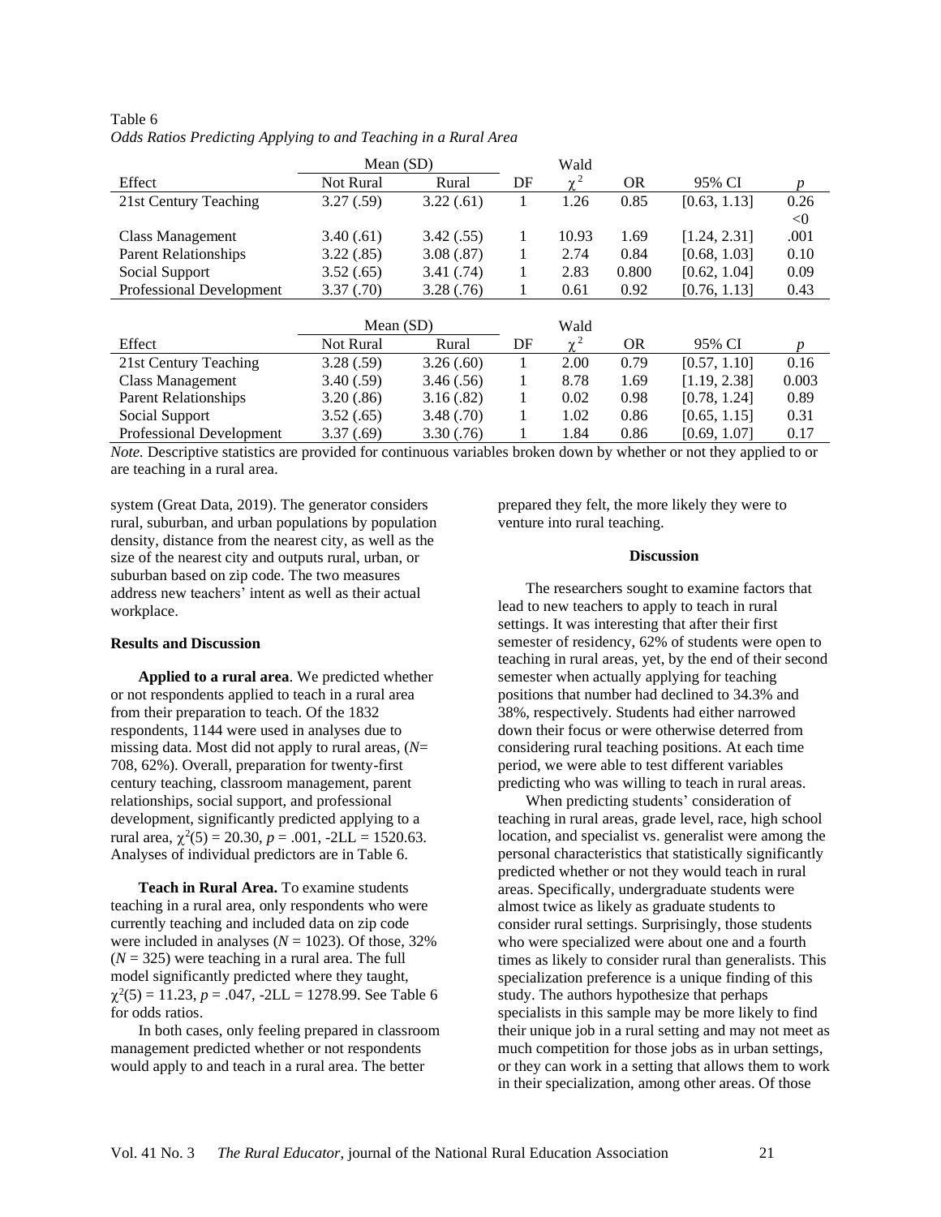Table 6
*Odds Ratios Predicting Applying to and Teaching in a Rural Area*

| | Mean (SD) | | | Wald | | | |
|---|---|---|---|---|---|---|---|
| Effect | Not Rural | Rural | DF | $\chi^2$ | OR | 95% CI | *p* |
| 21st Century Teaching | 3.27 (.59) | 3.22 (.61) | 1 | 1.26 | 0.85 | [0.63, 1.13] | 0.26 |
| Class Management | 3.40 (.61) | 3.42 (.55) | 1 | 10.93 | 1.69 | [1.24, 2.31] | <0 .001 |
| Parent Relationships | 3.22 (.85) | 3.08 (.87) | 1 | 2.74 | 0.84 | [0.68, 1.03] | 0.10 |
| Social Support | 3.52 (.65) | 3.41 (.74) | 1 | 2.83 | 0.800 | [0.62, 1.04] | 0.09 |
| Professional Development | 3.37 (.70) | 3.28 (.76) | 1 | 0.61 | 0.92 | [0.76, 1.13] | 0.43 |

| | Mean (SD) | | | Wald | | | |
|---|---|---|---|---|---|---|---|
| Effect | Not Rural | Rural | DF | $\chi^2$ | OR | 95% CI | *p* |
| 21st Century Teaching | 3.28 (.59) | 3.26 (.60) | 1 | 2.00 | 0.79 | [0.57, 1.10] | 0.16 |
| Class Management | 3.40 (.59) | 3.46 (.56) | 1 | 8.78 | 1.69 | [1.19, 2.38] | 0.003 |
| Parent Relationships | 3.20 (.86) | 3.16 (.82) | 1 | 0.02 | 0.98 | [0.78, 1.24] | 0.89 |
| Social Support | 3.52 (.65) | 3.48 (.70) | 1 | 1.02 | 0.86 | [0.65, 1.15] | 0.31 |
| Professional Development | 3.37 (.69) | 3.30 (.76) | 1 | 1.84 | 0.86 | [0.69, 1.07] | 0.17 |

*Note.* Descriptive statistics are provided for continuous variables broken down by whether or not they applied to or are teaching in a rural area.

system (Great Data, 2019). The generator considers rural, suburban, and urban populations by population density, distance from the nearest city, as well as the size of the nearest city and outputs rural, urban, or suburban based on zip code. The two measures address new teachers' intent as well as their actual workplace.

**Results and Discussion**

**Applied to a rural area**. We predicted whether or not respondents applied to teach in a rural area from their preparation to teach. Of the 1832 respondents, 1144 were used in analyses due to missing data. Most did not apply to rural areas, (*N*= 708, 62%). Overall, preparation for twenty-first century teaching, classroom management, parent relationships, social support, and professional development, significantly predicted applying to a rural area, $\chi^2(5) = 20.30$, $p = .001$, -2LL = 1520.63. Analyses of individual predictors are in Table 6.

**Teach in Rural Area.** To examine students teaching in a rural area, only respondents who were currently teaching and included data on zip code were included in analyses ($N = 1023$). Of those, 32% ($N = 325$) were teaching in a rural area. The full model significantly predicted where they taught, $\chi^2(5) = 11.23$, $p = .047$, -2LL = 1278.99. See Table 6 for odds ratios.

In both cases, only feeling prepared in classroom management predicted whether or not respondents would apply to and teach in a rural area. The better prepared they felt, the more likely they were to venture into rural teaching.

**Discussion**

The researchers sought to examine factors that lead to new teachers to apply to teach in rural settings. It was interesting that after their first semester of residency, 62% of students were open to teaching in rural areas, yet, by the end of their second semester when actually applying for teaching positions that number had declined to 34.3% and 38%, respectively. Students had either narrowed down their focus or were otherwise deterred from considering rural teaching positions. At each time period, we were able to test different variables predicting who was willing to teach in rural areas.

When predicting students' consideration of teaching in rural areas, grade level, race, high school location, and specialist vs. generalist were among the personal characteristics that statistically significantly predicted whether or not they would teach in rural areas. Specifically, undergraduate students were almost twice as likely as graduate students to consider rural settings. Surprisingly, those students who were specialized were about one and a fourth times as likely to consider rural than generalists. This specialization preference is a unique finding of this study. The authors hypothesize that perhaps specialists in this sample may be more likely to find their unique job in a rural setting and may not meet as much competition for those jobs as in urban settings, or they can work in a setting that allows them to work in their specialization, among other areas. Of those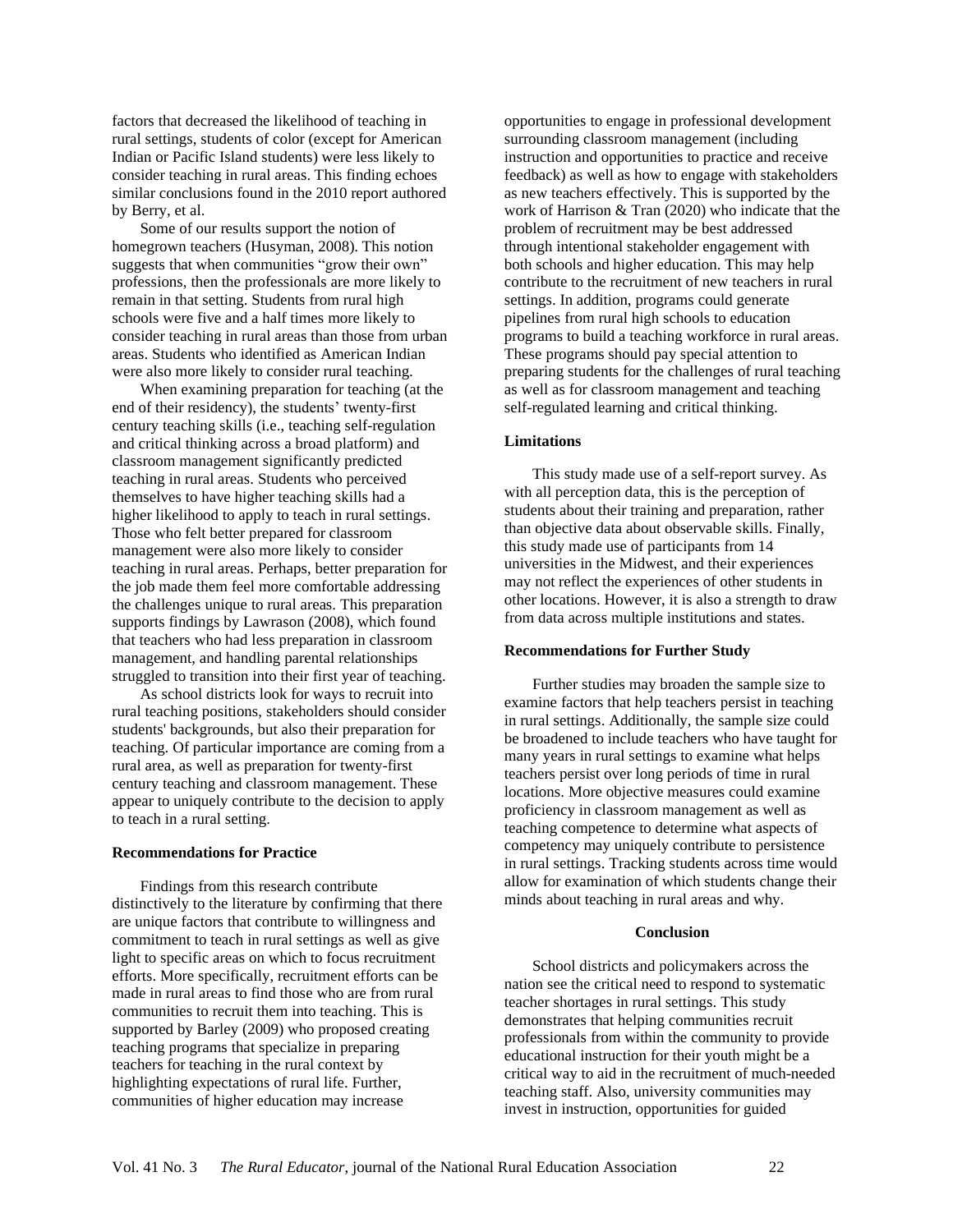factors that decreased the likelihood of teaching in rural settings, students of color (except for American Indian or Pacific Island students) were less likely to consider teaching in rural areas. This finding echoes similar conclusions found in the 2010 report authored by Berry, et al.

Some of our results support the notion of homegrown teachers (Husyman, 2008). This notion suggests that when communities "grow their own" professions, then the professionals are more likely to remain in that setting. Students from rural high schools were five and a half times more likely to consider teaching in rural areas than those from urban areas. Students who identified as American Indian were also more likely to consider rural teaching.

When examining preparation for teaching (at the end of their residency), the students' twenty-first century teaching skills (i.e., teaching self-regulation and critical thinking across a broad platform) and classroom management significantly predicted teaching in rural areas. Students who perceived themselves to have higher teaching skills had a higher likelihood to apply to teach in rural settings. Those who felt better prepared for classroom management were also more likely to consider teaching in rural areas. Perhaps, better preparation for the job made them feel more comfortable addressing the challenges unique to rural areas. This preparation supports findings by Lawrason (2008), which found that teachers who had less preparation in classroom management, and handling parental relationships struggled to transition into their first year of teaching.

As school districts look for ways to recruit into rural teaching positions, stakeholders should consider students' backgrounds, but also their preparation for teaching. Of particular importance are coming from a rural area, as well as preparation for twenty-first century teaching and classroom management. These appear to uniquely contribute to the decision to apply to teach in a rural setting.

### Recommendations for Practice

Findings from this research contribute distinctively to the literature by confirming that there are unique factors that contribute to willingness and commitment to teach in rural settings as well as give light to specific areas on which to focus recruitment efforts. More specifically, recruitment efforts can be made in rural areas to find those who are from rural communities to recruit them into teaching. This is supported by Barley (2009) who proposed creating teaching programs that specialize in preparing teachers for teaching in the rural context by highlighting expectations of rural life. Further, communities of higher education may increase opportunities to engage in professional development surrounding classroom management (including instruction and opportunities to practice and receive feedback) as well as how to engage with stakeholders as new teachers effectively. This is supported by the work of Harrison & Tran (2020) who indicate that the problem of recruitment may be best addressed through intentional stakeholder engagement with both schools and higher education. This may help contribute to the recruitment of new teachers in rural settings. In addition, programs could generate pipelines from rural high schools to education programs to build a teaching workforce in rural areas. These programs should pay special attention to preparing students for the challenges of rural teaching as well as for classroom management and teaching self-regulated learning and critical thinking.

### Limitations

This study made use of a self-report survey. As with all perception data, this is the perception of students about their training and preparation, rather than objective data about observable skills. Finally, this study made use of participants from 14 universities in the Midwest, and their experiences may not reflect the experiences of other students in other locations. However, it is also a strength to draw from data across multiple institutions and states.

### Recommendations for Further Study

Further studies may broaden the sample size to examine factors that help teachers persist in teaching in rural settings. Additionally, the sample size could be broadened to include teachers who have taught for many years in rural settings to examine what helps teachers persist over long periods of time in rural locations. More objective measures could examine proficiency in classroom management as well as teaching competence to determine what aspects of competency may uniquely contribute to persistence in rural settings. Tracking students across time would allow for examination of which students change their minds about teaching in rural areas and why.

## Conclusion

School districts and policymakers across the nation see the critical need to respond to systematic teacher shortages in rural settings. This study demonstrates that helping communities recruit professionals from within the community to provide educational instruction for their youth might be a critical way to aid in the recruitment of much-needed teaching staff. Also, university communities may invest in instruction, opportunities for guided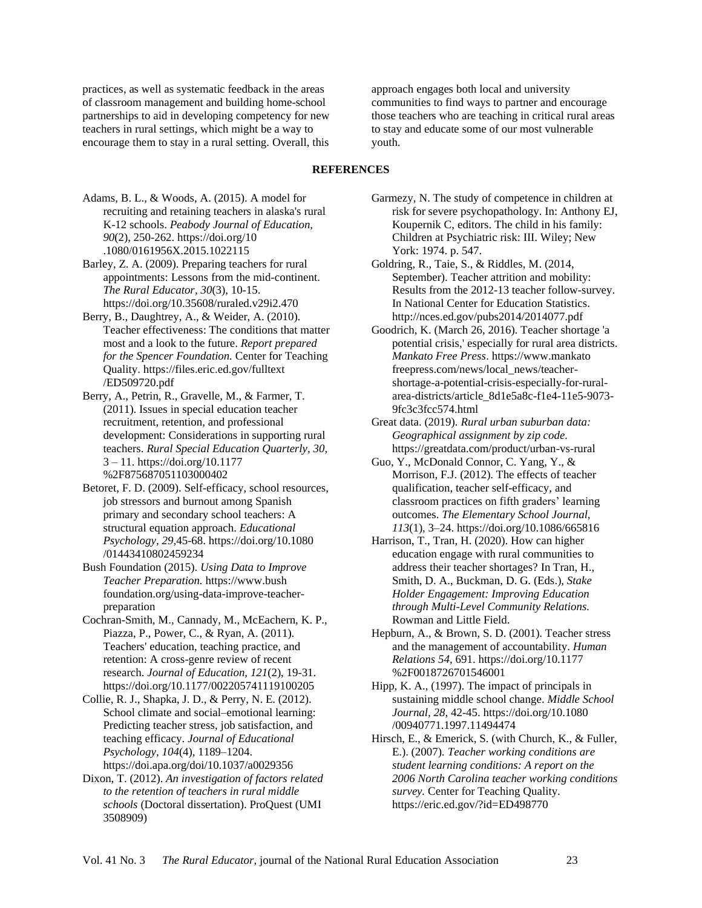practices, as well as systematic feedback in the areas of classroom management and building home-school partnerships to aid in developing competency for new teachers in rural settings, which might be a way to encourage them to stay in a rural setting. Overall, this approach engages both local and university communities to find ways to partner and encourage those teachers who are teaching in critical rural areas to stay and educate some of our most vulnerable youth.

## REFERENCES

Adams, B. L., & Woods, A. (2015). A model for recruiting and retaining teachers in alaska's rural K-12 schools. *Peabody Journal of Education, 90*(2), 250-262. https://doi.org/10.1080/0161956X.2015.1022115

Barley, Z. A. (2009). Preparing teachers for rural appointments: Lessons from the mid-continent. *The Rural Educator, 30*(3), 10-15. https://doi.org/10.35608/ruraled.v29i2.470

Berry, B., Daughtrey, A., & Weider, A. (2010). Teacher effectiveness: The conditions that matter most and a look to the future. *Report prepared for the Spencer Foundation.* Center for Teaching Quality. https://files.eric.ed.gov/fulltext/ED509720.pdf

Berry, A., Petrin, R., Gravelle, M., & Farmer, T. (2011). Issues in special education teacher recruitment, retention, and professional development: Considerations in supporting rural teachers. *Rural Special Education Quarterly, 30,* 3 – 11. https://doi.org/10.1177%2F875687051103000402

Betoret, F. D. (2009). Self-efficacy, school resources, job stressors and burnout among Spanish primary and secondary school teachers: A structural equation approach. *Educational Psychology, 29,*45-68. https://doi.org/10.1080/01443410802459234

Bush Foundation (2015). *Using Data to Improve Teacher Preparation.* https://www.bushfoundation.org/using-data-improve-teacher-preparation

Cochran-Smith, M., Cannady, M., McEachern, K. P., Piazza, P., Power, C., & Ryan, A. (2011). Teachers' education, teaching practice, and retention: A cross-genre review of recent research. *Journal of Education, 121*(2), 19-31. https://doi.org/10.1177/002205741119100205

Collie, R. J., Shapka, J. D., & Perry, N. E. (2012). School climate and social–emotional learning: Predicting teacher stress, job satisfaction, and teaching efficacy. *Journal of Educational Psychology, 104*(4), 1189–1204. https://doi.apa.org/doi/10.1037/a0029356

Dixon, T. (2012). *An investigation of factors related to the retention of teachers in rural middle schools* (Doctoral dissertation). ProQuest (UMI 3508909)

Garmezy, N. The study of competence in children at risk for severe psychopathology. In: Anthony EJ, Koupernik C, editors. The child in his family: Children at Psychiatric risk: III. Wiley; New York: 1974. p. 547.

Goldring, R., Taie, S., & Riddles, M. (2014, September). Teacher attrition and mobility: Results from the 2012-13 teacher follow-survey. In National Center for Education Statistics. http://nces.ed.gov/pubs2014/2014077.pdf

Goodrich, K. (March 26, 2016). Teacher shortage 'a potential crisis,' especially for rural area districts. *Mankato Free Press*. https://www.mankatofreepress.com/news/local_news/teacher-shortage-a-potential-crisis-especially-for-rural-area-districts/article_8d1e5a8c-f1e4-11e5-9073-9fc3c3fcc574.html

Great data. (2019). *Rural urban suburban data: Geographical assignment by zip code.* https://greatdata.com/product/urban-vs-rural

Guo, Y., McDonald Connor, C. Yang, Y., & Morrison, F.J. (2012). The effects of teacher qualification, teacher self-efficacy, and classroom practices on fifth graders' learning outcomes. *The Elementary School Journal, 113*(1), 3–24. https://doi.org/10.1086/665816

Harrison, T., Tran, H. (2020). How can higher education engage with rural communities to address their teacher shortages? In Tran, H., Smith, D. A., Buckman, D. G. (Eds.), *Stake Holder Engagement: Improving Education through Multi-Level Community Relations.* Rowman and Little Field.

Hepburn, A., & Brown, S. D. (2001). Teacher stress and the management of accountability. *Human Relations 54,* 691. https://doi.org/10.1177%2F0018726701546001

Hipp, K. A., (1997). The impact of principals in sustaining middle school change. *Middle School Journal, 28,* 42-45. https://doi.org/10.1080/00940771.1997.11494474

Hirsch, E., & Emerick, S. (with Church, K., & Fuller, E.). (2007). *Teacher working conditions are student learning conditions: A report on the 2006 North Carolina teacher working conditions survey.* Center for Teaching Quality. https://eric.ed.gov/?id=ED498770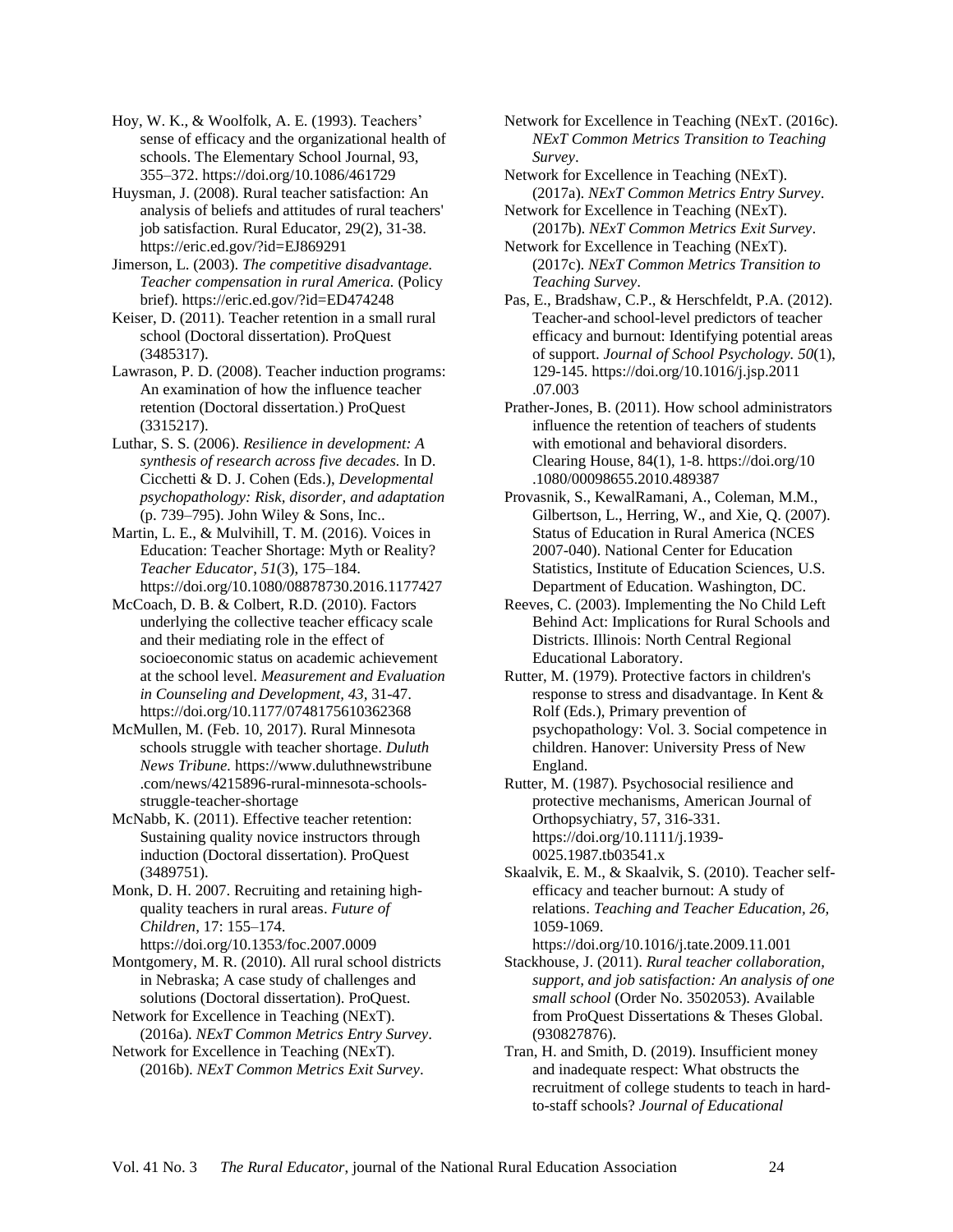Hoy, W. K., & Woolfolk, A. E. (1993). Teachers' sense of efficacy and the organizational health of schools. The Elementary School Journal, 93, 355–372. https://doi.org/10.1086/461729

Huysman, J. (2008). Rural teacher satisfaction: An analysis of beliefs and attitudes of rural teachers' job satisfaction. Rural Educator, 29(2), 31-38. https://eric.ed.gov/?id=EJ869291

Jimerson, L. (2003). *The competitive disadvantage. Teacher compensation in rural America.* (Policy brief). https://eric.ed.gov/?id=ED474248

Keiser, D. (2011). Teacher retention in a small rural school (Doctoral dissertation). ProQuest (3485317).

Lawrason, P. D. (2008). Teacher induction programs: An examination of how the influence teacher retention (Doctoral dissertation.) ProQuest (3315217).

Luthar, S. S. (2006). *Resilience in development: A synthesis of research across five decades.* In D. Cicchetti & D. J. Cohen (Eds.), *Developmental psychopathology: Risk, disorder, and adaptation* (p. 739–795). John Wiley & Sons, Inc..

Martin, L. E., & Mulvihill, T. M. (2016). Voices in Education: Teacher Shortage: Myth or Reality? *Teacher Educator*, *51*(3), 175–184. https://doi.org/10.1080/08878730.2016.1177427

McCoach, D. B. & Colbert, R.D. (2010). Factors underlying the collective teacher efficacy scale and their mediating role in the effect of socioeconomic status on academic achievement at the school level. *Measurement and Evaluation in Counseling and Development, 43,* 31-47. https://doi.org/10.1177/0748175610362368

McMullen, M. (Feb. 10, 2017). Rural Minnesota schools struggle with teacher shortage. *Duluth News Tribune.* https://www.duluthnewstribune.com/news/4215896-rural-minnesota-schools-struggle-teacher-shortage

McNabb, K. (2011). Effective teacher retention: Sustaining quality novice instructors through induction (Doctoral dissertation). ProQuest (3489751).

Monk, D. H. 2007. Recruiting and retaining high-quality teachers in rural areas. *Future of Children*, 17: 155–174. https://doi.org/10.1353/foc.2007.0009

Montgomery, M. R. (2010). All rural school districts in Nebraska; A case study of challenges and solutions (Doctoral dissertation). ProQuest.

Network for Excellence in Teaching (NExT). (2016a). *NExT Common Metrics Entry Survey*.

Network for Excellence in Teaching (NExT). (2016b). *NExT Common Metrics Exit Survey*.

Network for Excellence in Teaching (NExT. (2016c). *NExT Common Metrics Transition to Teaching Survey*.

Network for Excellence in Teaching (NExT). (2017a). *NExT Common Metrics Entry Survey*.

Network for Excellence in Teaching (NExT). (2017b). *NExT Common Metrics Exit Survey*.

Network for Excellence in Teaching (NExT). (2017c). *NExT Common Metrics Transition to Teaching Survey*.

Pas, E., Bradshaw, C.P., & Herschfeldt, P.A. (2012). Teacher-and school-level predictors of teacher efficacy and burnout: Identifying potential areas of support. *Journal of School Psychology. 50*(1), 129-145. https://doi.org/10.1016/j.jsp.2011.07.003

Prather-Jones, B. (2011). How school administrators influence the retention of teachers of students with emotional and behavioral disorders. Clearing House, 84(1), 1-8. https://doi.org/10.1080/00098655.2010.489387

Provasnik, S., KewalRamani, A., Coleman, M.M., Gilbertson, L., Herring, W., and Xie, Q. (2007). Status of Education in Rural America (NCES 2007-040). National Center for Education Statistics, Institute of Education Sciences, U.S. Department of Education. Washington, DC.

Reeves, C. (2003). Implementing the No Child Left Behind Act: Implications for Rural Schools and Districts. Illinois: North Central Regional Educational Laboratory.

Rutter, M. (1979). Protective factors in children's response to stress and disadvantage. In Kent & Rolf (Eds.), Primary prevention of psychopathology: Vol. 3. Social competence in children. Hanover: University Press of New England.

Rutter, M. (1987). Psychosocial resilience and protective mechanisms, American Journal of Orthopsychiatry, 57, 316-331. https://doi.org/10.1111/j.1939-0025.1987.tb03541.x

Skaalvik, E. M., & Skaalvik, S. (2010). Teacher self-efficacy and teacher burnout: A study of relations. *Teaching and Teacher Education, 26,* 1059-1069. https://doi.org/10.1016/j.tate.2009.11.001

Stackhouse, J. (2011). *Rural teacher collaboration, support, and job satisfaction: An analysis of one small school* (Order No. 3502053). Available from ProQuest Dissertations & Theses Global. (930827876).

Tran, H. and Smith, D. (2019). Insufficient money and inadequate respect: What obstructs the recruitment of college students to teach in hard-to-staff schools? *Journal of Educational*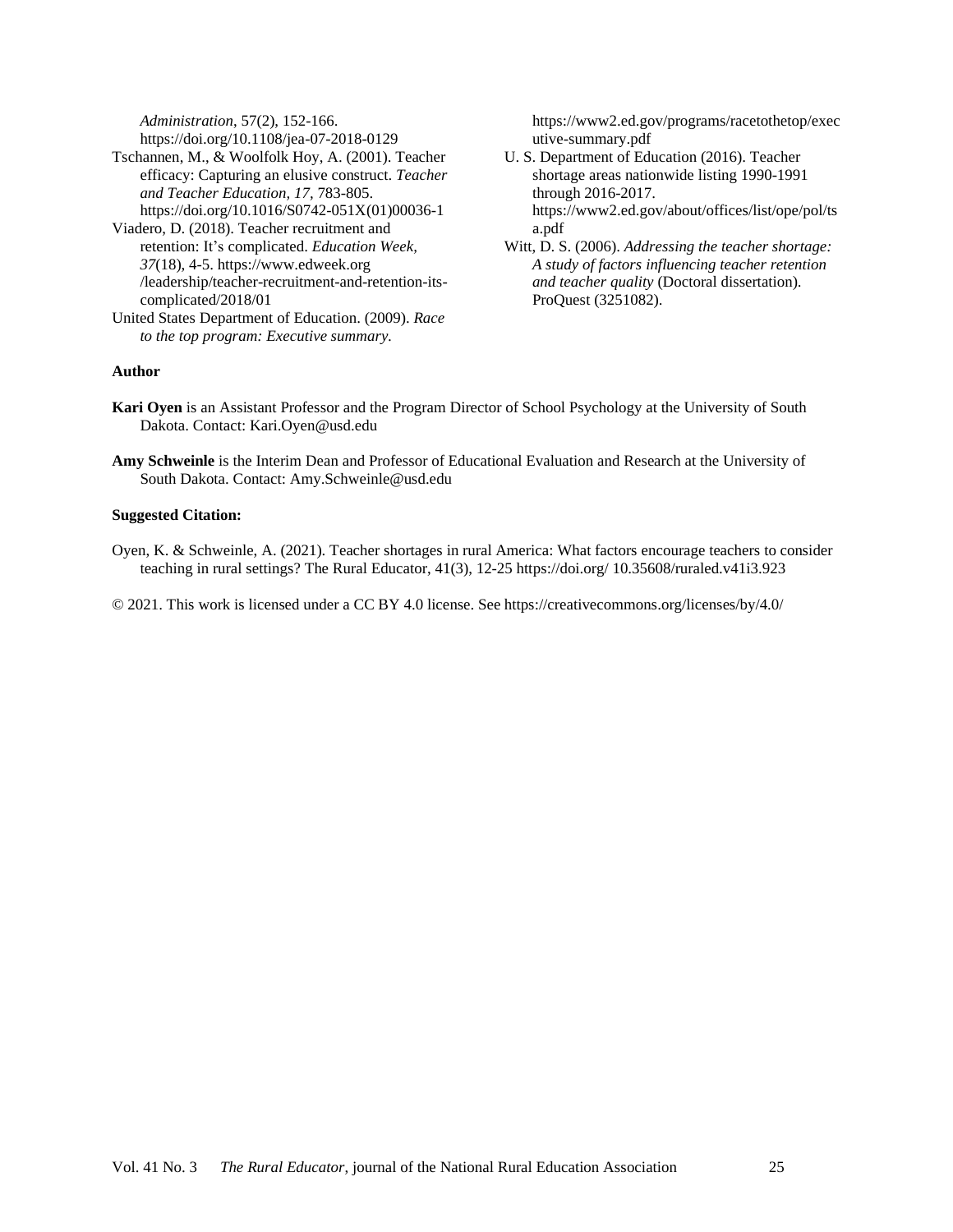*Administration*, 57(2), 152-166. https://doi.org/10.1108/jea-07-2018-0129

Tschannen, M., & Woolfolk Hoy, A. (2001). Teacher efficacy: Capturing an elusive construct. *Teacher and Teacher Education, 17*, 783-805. https://doi.org/10.1016/S0742-051X(01)00036-1

Viadero, D. (2018). Teacher recruitment and retention: It's complicated. *Education Week, 37*(18), 4-5. https://www.edweek.org /leadership/teacher-recruitment-and-retention-its-complicated/2018/01

United States Department of Education. (2009). *Race to the top program: Executive summary*. https://www2.ed.gov/programs/racetothetop/executive-summary.pdf

U. S. Department of Education (2016). Teacher shortage areas nationwide listing 1990-1991 through 2016-2017. https://www2.ed.gov/about/offices/list/ope/pol/tsa.pdf

Witt, D. S. (2006). *Addressing the teacher shortage: A study of factors influencing teacher retention and teacher quality* (Doctoral dissertation). ProQuest (3251082).

**Author**

**Kari Oyen** is an Assistant Professor and the Program Director of School Psychology at the University of South Dakota. Contact: Kari.Oyen@usd.edu

**Amy Schweinle** is the Interim Dean and Professor of Educational Evaluation and Research at the University of South Dakota. Contact: Amy.Schweinle@usd.edu

**Suggested Citation:**

Oyen, K. & Schweinle, A. (2021). Teacher shortages in rural America: What factors encourage teachers to consider teaching in rural settings? The Rural Educator, 41(3), 12-25 https://doi.org/ 10.35608/ruraled.v41i3.923

© 2021. This work is licensed under a CC BY 4.0 license. See https://creativecommons.org/licenses/by/4.0/